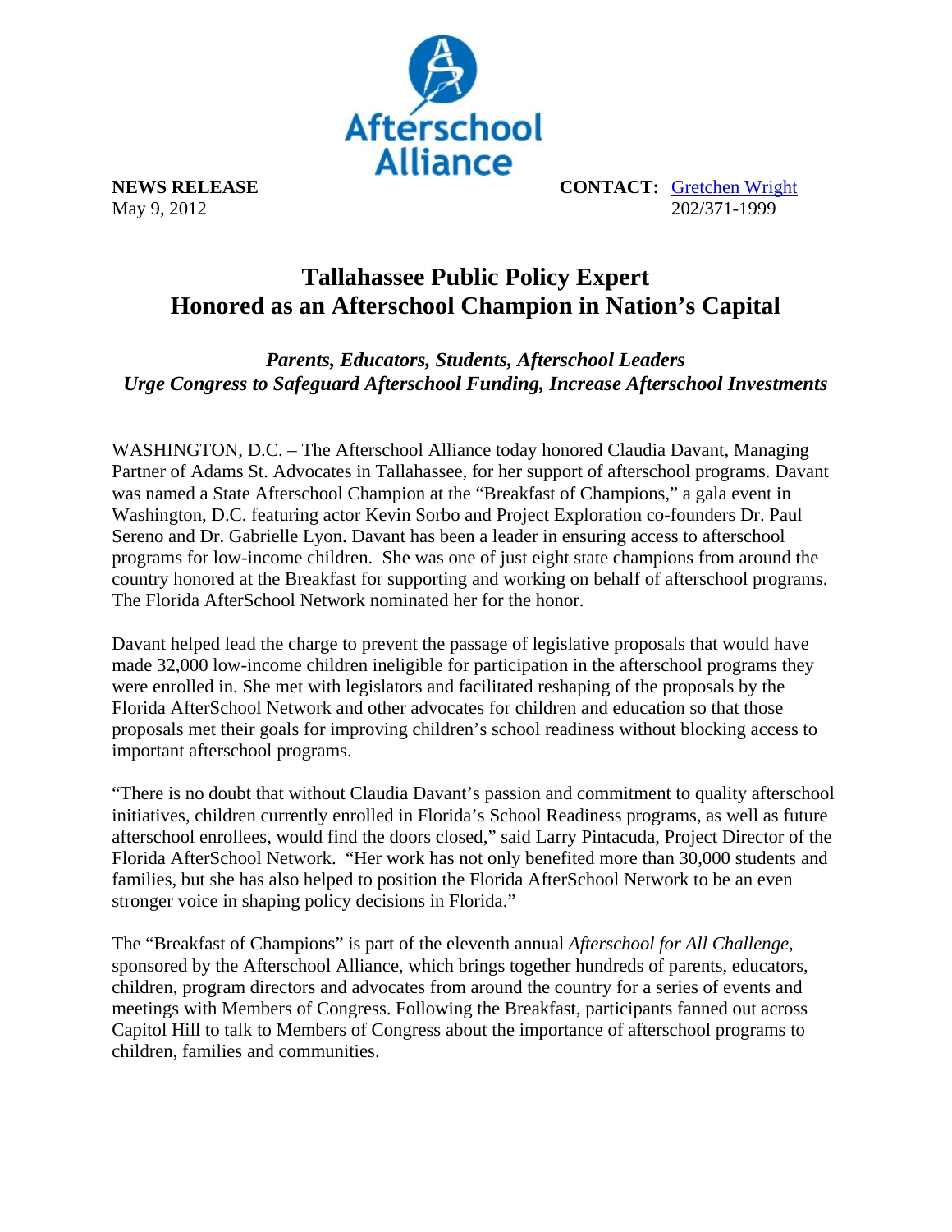Afterschool Alliance

**NEWS RELEASE**
May 9, 2012

**CONTACT:** [Gretchen Wright](Gretchen Wright)
202/371-1999

# Tallahassee Public Policy Expert Honored as an Afterschool Champion in Nation's Capital

***Parents, Educators, Students, Afterschool Leaders Urge Congress to Safeguard Afterschool Funding, Increase Afterschool Investments***

WASHINGTON, D.C. – The Afterschool Alliance today honored Claudia Davant, Managing Partner of Adams St. Advocates in Tallahassee, for her support of afterschool programs. Davant was named a State Afterschool Champion at the "Breakfast of Champions," a gala event in Washington, D.C. featuring actor Kevin Sorbo and Project Exploration co-founders Dr. Paul Sereno and Dr. Gabrielle Lyon. Davant has been a leader in ensuring access to afterschool programs for low-income children. She was one of just eight state champions from around the country honored at the Breakfast for supporting and working on behalf of afterschool programs. The Florida AfterSchool Network nominated her for the honor.

Davant helped lead the charge to prevent the passage of legislative proposals that would have made 32,000 low-income children ineligible for participation in the afterschool programs they were enrolled in. She met with legislators and facilitated reshaping of the proposals by the Florida AfterSchool Network and other advocates for children and education so that those proposals met their goals for improving children's school readiness without blocking access to important afterschool programs.

"There is no doubt that without Claudia Davant's passion and commitment to quality afterschool initiatives, children currently enrolled in Florida's School Readiness programs, as well as future afterschool enrollees, would find the doors closed," said Larry Pintacuda, Project Director of the Florida AfterSchool Network. "Her work has not only benefited more than 30,000 students and families, but she has also helped to position the Florida AfterSchool Network to be an even stronger voice in shaping policy decisions in Florida."

The "Breakfast of Champions" is part of the eleventh annual *Afterschool for All Challenge*, sponsored by the Afterschool Alliance, which brings together hundreds of parents, educators, children, program directors and advocates from around the country for a series of events and meetings with Members of Congress. Following the Breakfast, participants fanned out across Capitol Hill to talk to Members of Congress about the importance of afterschool programs to children, families and communities.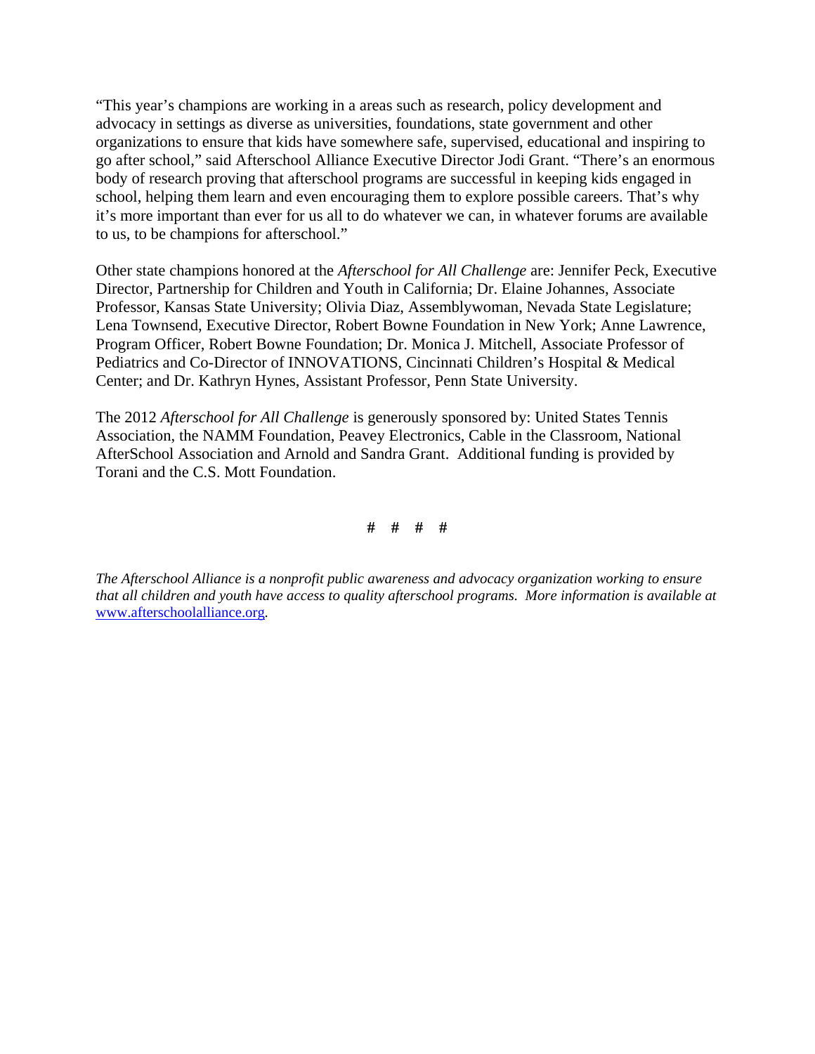"This year's champions are working in a areas such as research, policy development and advocacy in settings as diverse as universities, foundations, state government and other organizations to ensure that kids have somewhere safe, supervised, educational and inspiring to go after school," said Afterschool Alliance Executive Director Jodi Grant. "There's an enormous body of research proving that afterschool programs are successful in keeping kids engaged in school, helping them learn and even encouraging them to explore possible careers. That's why it's more important than ever for us all to do whatever we can, in whatever forums are available to us, to be champions for afterschool."

Other state champions honored at the *Afterschool for All Challenge* are: Jennifer Peck, Executive Director, Partnership for Children and Youth in California; Dr. Elaine Johannes, Associate Professor, Kansas State University; Olivia Diaz, Assemblywoman, Nevada State Legislature; Lena Townsend, Executive Director, Robert Bowne Foundation in New York; Anne Lawrence, Program Officer, Robert Bowne Foundation; Dr. Monica J. Mitchell, Associate Professor of Pediatrics and Co-Director of INNOVATIONS, Cincinnati Children's Hospital & Medical Center; and Dr. Kathryn Hynes, Assistant Professor, Penn State University.

The 2012 *Afterschool for All Challenge* is generously sponsored by: United States Tennis Association, the NAMM Foundation, Peavey Electronics, Cable in the Classroom, National AfterSchool Association and Arnold and Sandra Grant. Additional funding is provided by Torani and the C.S. Mott Foundation.

# # # #

*The Afterschool Alliance is a nonprofit public awareness and advocacy organization working to ensure that all children and youth have access to quality afterschool programs. More information is available at* [www.afterschoolalliance.org](http://www.afterschoolalliance.org).